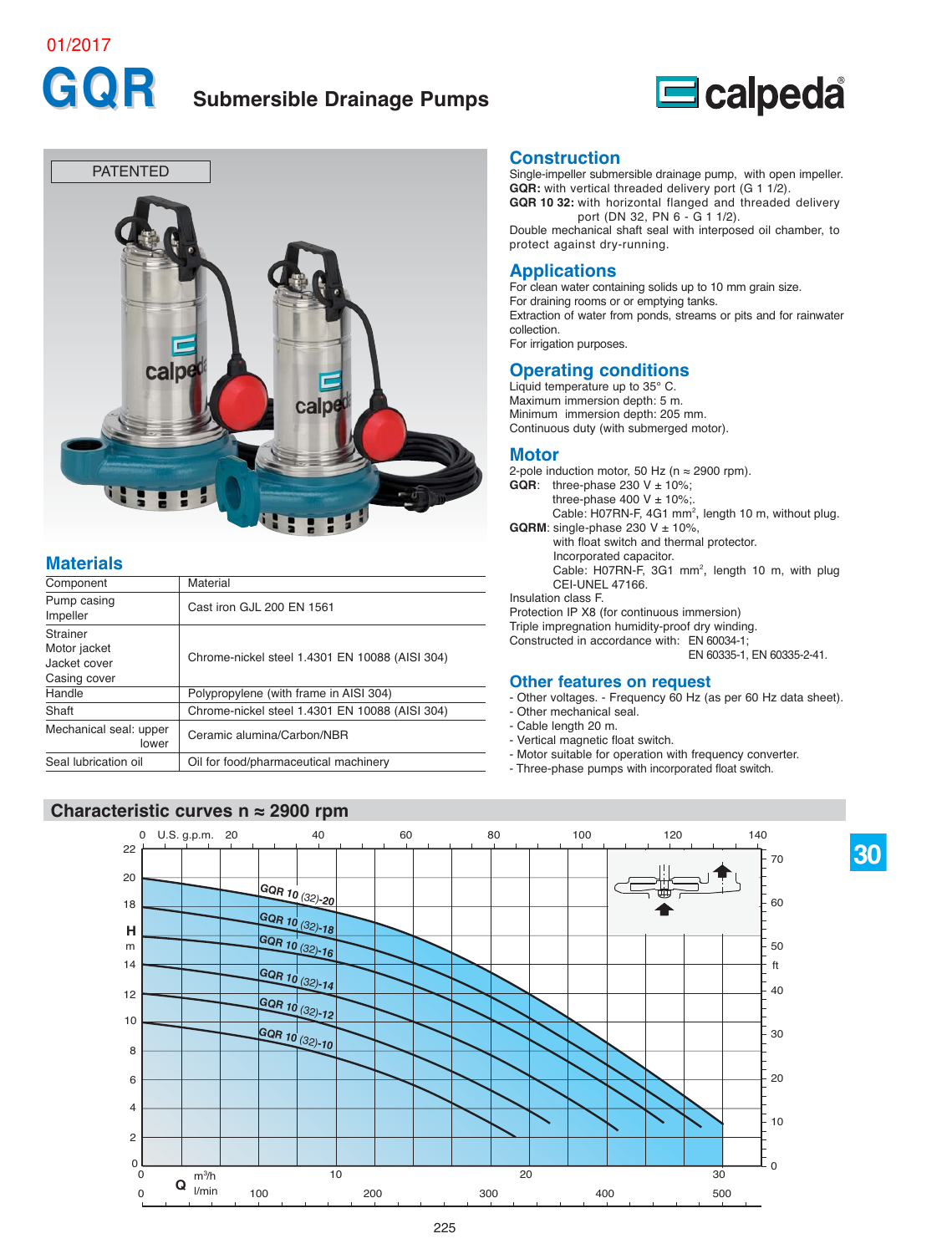01/2017

# GQR Submersible Drainage Pumps

calpeda

PATENTED

## Construction

Single-impeller submersible drainage pump, with open impeller.
**GQR:** with vertical threaded delivery port (G 1 1/2).
**GQR 10 32:** with horizontal flanged and threaded delivery port (DN 32, PN 6 - G 1 1/2).
Double mechanical shaft seal with interposed oil chamber, to protect against dry-running.

## Applications

For clean water containing solids up to 10 mm grain size.
For draining rooms or or emptying tanks.
Extraction of water from ponds, streams or pits and for rainwater collection.
For irrigation purposes.

## Operating conditions

Liquid temperature up to 35° C.
Maximum immersion depth: 5 m.
Minimum immersion depth: 205 mm.
Continuous duty (with submerged motor).

## Motor

2-pole induction motor, 50 Hz (n ≈ 2900 rpm).
**GQR**: three-phase 230 V ± 10%;
three-phase 400 V ± 10%;.
Cable: H07RN-F, 4G1 mm², length 10 m, without plug.
**GQRM**: single-phase 230 V ± 10%,
with float switch and thermal protector.
Incorporated capacitor.
Cable: H07RN-F, 3G1 mm², length 10 m, with plug CEI-UNEL 47166.
Insulation class F.
Protection IP X8 (for continuous immersion)
Triple impregnation humidity-proof dry winding.
Constructed in accordance with: EN 60034-1;
EN 60335-1, EN 60335-2-41.

## Other features on request

- Other voltages. - Frequency 60 Hz (as per 60 Hz data sheet).
- Other mechanical seal.
- Cable length 20 m.
- Vertical magnetic float switch.
- Motor suitable for operation with frequency converter.
- Three-phase pumps with incorporated float switch.

## Materials

| Component | Material |
|---|---|
| Pump casing<br>Impeller | Cast iron GJL 200 EN 1561 |
| Strainer<br>Motor jacket<br>Jacket cover<br>Casing cover | Chrome-nickel steel 1.4301 EN 10088 (AISI 304) |
| Handle | Polypropylene (with frame in AISI 304) |
| Shaft | Chrome-nickel steel 1.4301 EN 10088 (AISI 304) |
| Mechanical seal: upper<br>lower | Ceramic alumina/Carbon/NBR |
| Seal lubrication oil | Oil for food/pharmaceutical machinery |

## Characteristic curves n ≈ 2900 rpm

U.S. g.p.m. 0 20 40 60 80 100 120 140

H m 0 2 4 6 8 10 12 14 18 20 22

ft 0 10 20 30 40 50 60 70

GQR 10 (32)-20
GQR 10 (32)-18
GQR 10 (32)-16
GQR 10 (32)-14
GQR 10 (32)-12
GQR 10 (32)-10

Q m³/h 0 10 20 30

l/min 0 100 200 300 400 500

30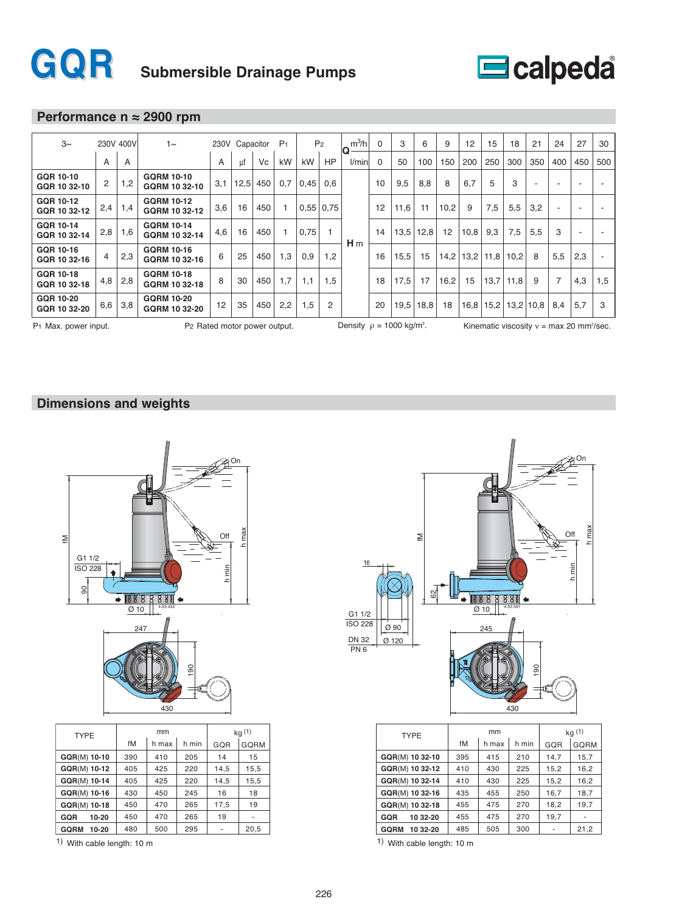# GQR Submersible Drainage Pumps

## Performance n ≈ 2900 rpm

| 3~ | 230V | 400V | 1~ | 230V | Capacitor | | $P_1$ | $P_2$ | | Q m³/h | 0 | 3 | 6 | 9 | 12 | 15 | 18 | 21 | 24 | 27 | 30 |
|---|---|---|---|---|---|---|---|---|---|---|---|---|---|---|---|---|---|---|---|---|---|
| | A | A | | A | µf | Vc | kW | kW | HP | l/min | 0 | 50 | 100 | 150 | 200 | 250 | 300 | 350 | 400 | 450 | 500 |
| GQR 10-10 GQR 10 32-10 | 2 | 1,2 | GQRM 10-10 GQRM 10 32-10 | 3,1 | 12,5 | 450 | 0,7 | 0,45 | 0,6 | H m | 10 | 9,5 | 8,8 | 8 | 6,7 | 5 | 3 | - | - | - | - |
| GQR 10-12 GQR 10 32-12 | 2,4 | 1,4 | GQRM 10-12 GQRM 10 32-12 | 3,6 | 16 | 450 | 1 | 0,55 | 0,75 | H m | 12 | 11,6 | 11 | 10,2 | 9 | 7,5 | 5,5 | 3,2 | - | - | - |
| GQR 10-14 GQR 10 32-14 | 2,8 | 1,6 | GQRM 10-14 GQRM 10 32-14 | 4,6 | 16 | 450 | 1 | 0,75 | 1 | H m | 14 | 13,5 | 12,8 | 12 | 10,8 | 9,3 | 7,5 | 5,5 | 3 | - | - |
| GQR 10-16 GQR 10 32-16 | 4 | 2,3 | GQRM 10-16 GQRM 10 32-16 | 6 | 25 | 450 | 1,3 | 0,9 | 1,2 | H m | 16 | 15,5 | 15 | 14,2 | 13,2 | 11,8 | 10,2 | 8 | 5,5 | 2,3 | - |
| GQR 10-18 GQR 10 32-18 | 4,8 | 2,8 | GQRM 10-18 GQRM 10 32-18 | 8 | 30 | 450 | 1,7 | 1,1 | 1,5 | H m | 18 | 17,5 | 17 | 16,2 | 15 | 13,7 | 11,8 | 9 | 7 | 4,3 | 1,5 |
| GQR 10-20 GQR 10 32-20 | 6,6 | 3,8 | GQRM 10-20 GQRM 10 32-20 | 12 | 35 | 450 | 2,2 | 1,5 | 2 | H m | 20 | 19,5 | 18,8 | 18 | 16,8 | 15,2 | 13,2 | 10,8 | 8,4 | 5,7 | 3 |

$P_1$ Max. power input. $P_2$ Rated motor power output. Density $\rho$ = 1000 kg/m³. Kinematic viscosity $\nu$ = max 20 mm²/sec.

## Dimensions and weights

fM
G1 1/2
ISO 228
90
Ø 10
On
Off
h max
h min
247
190
430

| TYPE | mm | | | kg (1) | |
|---|---|---|---|---|---|
| | fM | h max | h min | GQR | GQRM |
| GQR(M) 10-10 | 390 | 410 | 205 | 14 | 15 |
| GQR(M) 10-12 | 405 | 425 | 220 | 14,5 | 15,5 |
| GQR(M) 10-14 | 405 | 425 | 220 | 14,5 | 15,5 |
| GQR(M) 10-16 | 430 | 450 | 245 | 16 | 18 |
| GQR(M) 10-18 | 450 | 470 | 265 | 17,5 | 19 |
| GQR 10-20 | 450 | 470 | 265 | 19 | - |
| GQRM 10-20 | 480 | 500 | 295 | - | 20,5 |

1) With cable length: 10 m

fM
16
G1 1/2
ISO 228
DN 32
PN 6
Ø 90
Ø 120
62
Ø 10
On
Off
h max
h min
245
190
430

| TYPE | mm | | | kg (1) | |
|---|---|---|---|---|---|
| | fM | h max | h min | GQR | GQRM |
| GQR(M) 10 32-10 | 395 | 415 | 210 | 14,7 | 15,7 |
| GQR(M) 10 32-12 | 410 | 430 | 225 | 15,2 | 16,2 |
| GQR(M) 10 32-14 | 410 | 430 | 225 | 15,2 | 16,2 |
| GQR(M) 10 32-16 | 435 | 455 | 250 | 16,7 | 18,7 |
| GQR(M) 10 32-18 | 455 | 475 | 270 | 18,2 | 19,7 |
| GQR 10 32-20 | 455 | 475 | 270 | 19,7 | - |
| GQRM 10 32-20 | 485 | 505 | 300 | - | 21,2 |

1) With cable length: 10 m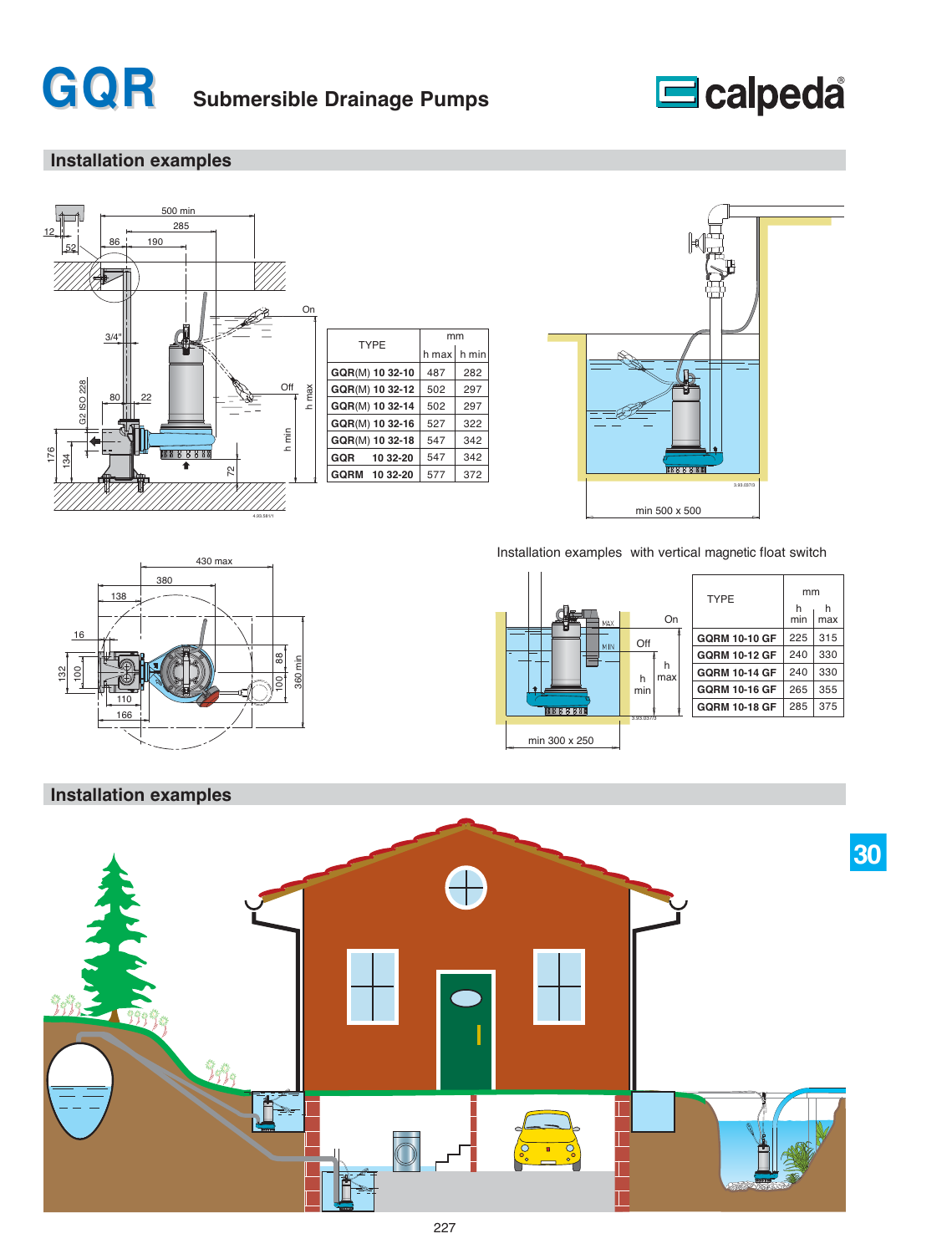# GQR Submersible Drainage Pumps

## Installation examples

| TYPE | mm | |
|---|---|---|
| | h max | h min |
| GQR(M) 10 32-10 | 487 | 282 |
| GQR(M) 10 32-12 | 502 | 297 |
| GQR(M) 10 32-14 | 502 | 297 |
| GQR(M) 10 32-16 | 527 | 322 |
| GQR(M) 10 32-18 | 547 | 342 |
| GQR 10 32-20 | 547 | 342 |
| GQRM 10 32-20 | 577 | 372 |

min 500 x 500

Installation examples with vertical magnetic float switch

| TYPE | mm | |
|---|---|---|
| | h min | h max |
| GQRM 10-10 GF | 225 | 315 |
| GQRM 10-12 GF | 240 | 330 |
| GQRM 10-14 GF | 240 | 330 |
| GQRM 10-16 GF | 265 | 355 |
| GQRM 10-18 GF | 285 | 375 |

min 300 x 250

## Installation examples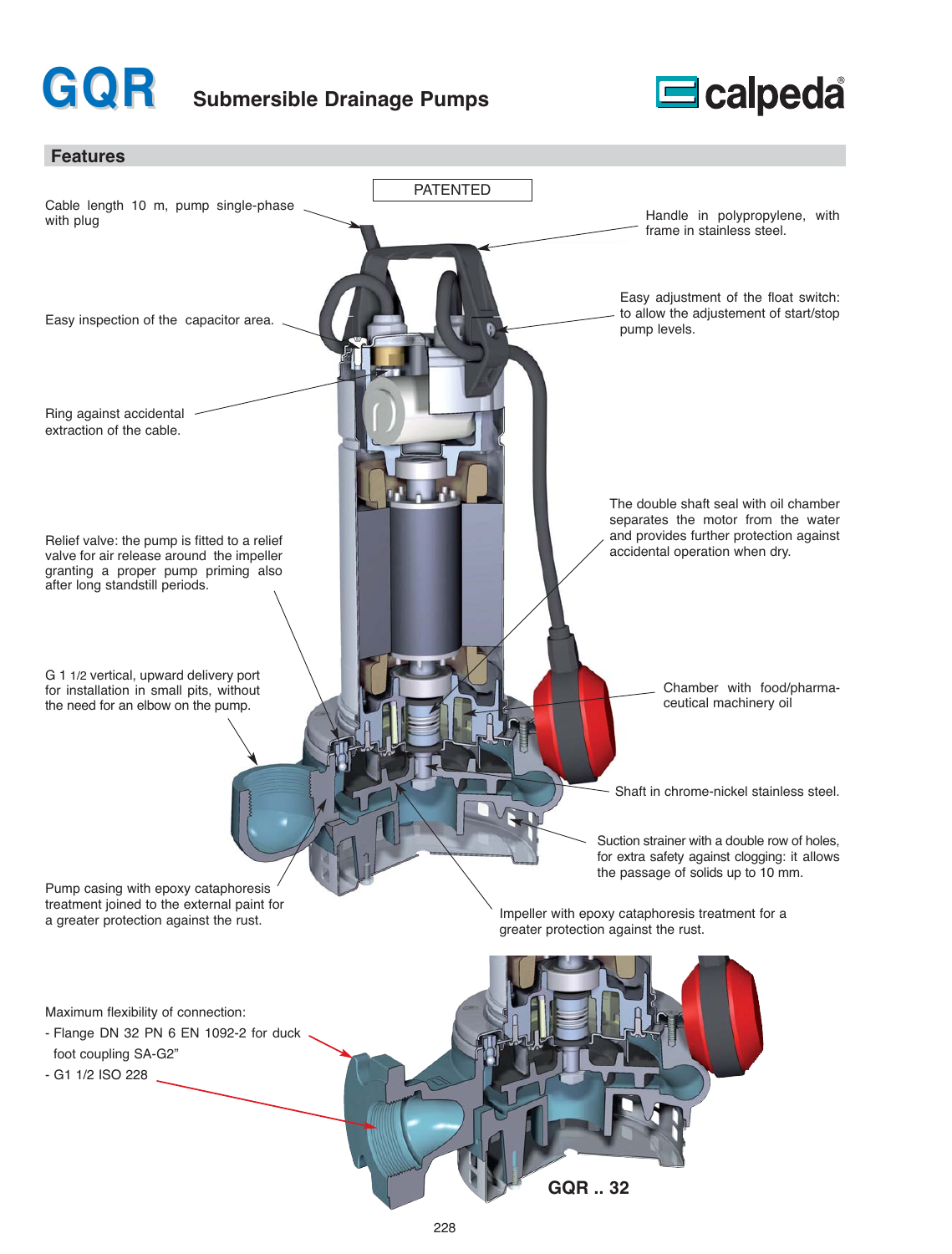# GQR Submersible Drainage Pumps

calpeda

## Features

PATENTED

Cable length 10 m, pump single-phase with plug

Handle in polypropylene, with frame in stainless steel.

Easy inspection of the capacitor area.

Easy adjustment of the float switch: to allow the adjustement of start/stop pump levels.

Ring against accidental extraction of the cable.

The double shaft seal with oil chamber separates the motor from the water and provides further protection against accidental operation when dry.

Relief valve: the pump is fitted to a relief valve for air release around the impeller granting a proper pump priming also after long standstill periods.

G 1 1/2 vertical, upward delivery port for installation in small pits, without the need for an elbow on the pump.

Chamber with food/pharmaceutical machinery oil

Shaft in chrome-nickel stainless steel.

Suction strainer with a double row of holes, for extra safety against clogging: it allows the passage of solids up to 10 mm.

Pump casing with epoxy cataphoresis treatment joined to the external paint for a greater protection against the rust.

Impeller with epoxy cataphoresis treatment for a greater protection against the rust.

Maximum flexibility of connection:
- Flange DN 32 PN 6 EN 1092-2 for duck foot coupling SA-G2"
- G1 1/2 ISO 228

GQR .. 32